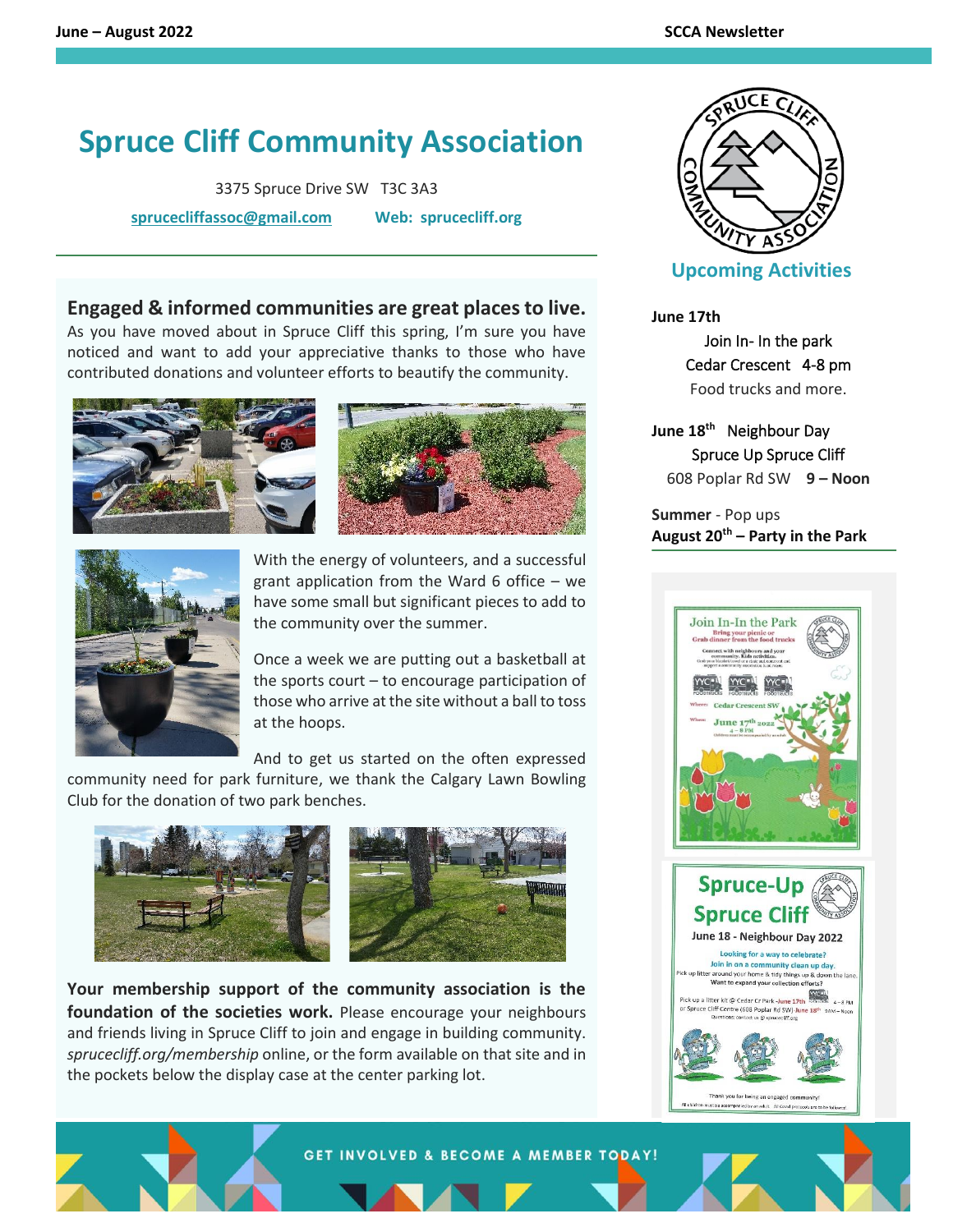# Spruce Cliff Community Association

3375 Spruce Drive SW T3C 3A3

sprucecliffassoc@gmail.com Web: sprucecliff.org

## Engaged & informed communities are great places to live.

As you have moved about in Spruce Cliff this spring, I'm sure you have noticed and want to add your appreciative thanks to those who have contributed donations and volunteer efforts to beautify the community.

With the energy of volunteers, and a successful grant application from the Ward 6 office – we have some small but significant pieces to add to the community over the summer.

Once a week we are putting out a basketball at the sports court – to encourage participation of those who arrive at the site without a ball to toss at the hoops.

And to get us started on the often expressed community need for park furniture, we thank the Calgary Lawn Bowling Club for the donation of two park benches.

**Your membership support of the community association is the foundation of the societies work.** Please encourage your neighbours and friends living in Spruce Cliff to join and engage in building community. *sprucecliff.org/membership* online, or the form available on that site and in the pockets below the display case at the center parking lot.

## Upcoming Activities

**June 17th**
Join In- In the park
Cedar Crescent 4-8 pm
Food trucks and more.

**June 18th** Neighbour Day
Spruce Up Spruce Cliff
608 Poplar Rd SW **9 – Noon**

**Summer** - Pop ups
**August 20th – Party in the Park**

GET INVOLVED & BECOME A MEMBER TODAY!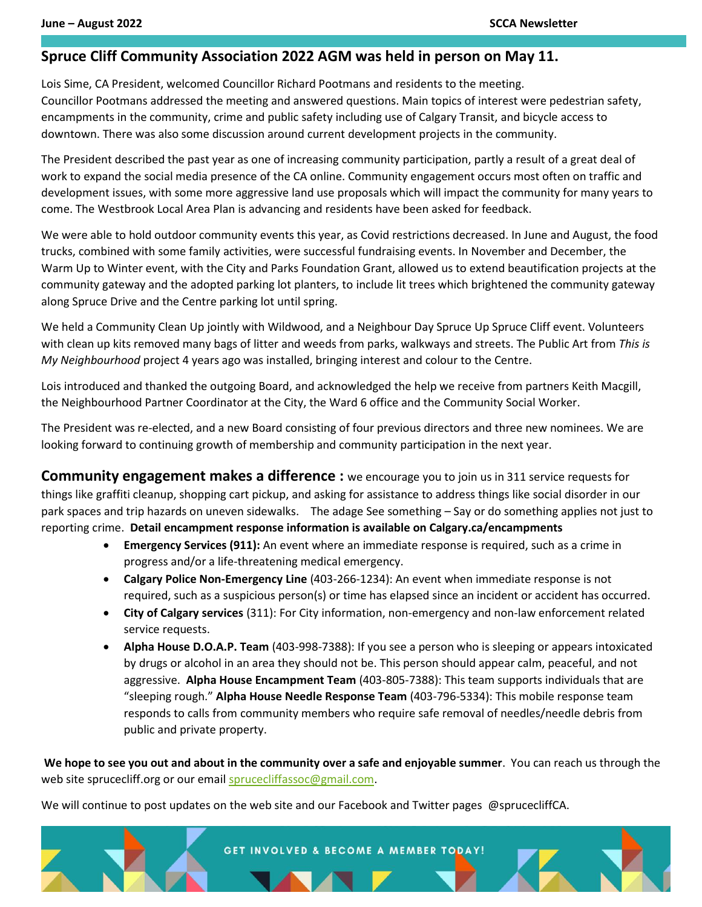## Spruce Cliff Community Association 2022 AGM was held in person on May 11.

Lois Sime, CA President, welcomed Councillor Richard Pootmans and residents to the meeting. Councillor Pootmans addressed the meeting and answered questions. Main topics of interest were pedestrian safety, encampments in the community, crime and public safety including use of Calgary Transit, and bicycle access to downtown. There was also some discussion around current development projects in the community.

The President described the past year as one of increasing community participation, partly a result of a great deal of work to expand the social media presence of the CA online. Community engagement occurs most often on traffic and development issues, with some more aggressive land use proposals which will impact the community for many years to come. The Westbrook Local Area Plan is advancing and residents have been asked for feedback.

We were able to hold outdoor community events this year, as Covid restrictions decreased. In June and August, the food trucks, combined with some family activities, were successful fundraising events. In November and December, the Warm Up to Winter event, with the City and Parks Foundation Grant, allowed us to extend beautification projects at the community gateway and the adopted parking lot planters, to include lit trees which brightened the community gateway along Spruce Drive and the Centre parking lot until spring.

We held a Community Clean Up jointly with Wildwood, and a Neighbour Day Spruce Up Spruce Cliff event. Volunteers with clean up kits removed many bags of litter and weeds from parks, walkways and streets. The Public Art from *This is My Neighbourhood* project 4 years ago was installed, bringing interest and colour to the Centre.

Lois introduced and thanked the outgoing Board, and acknowledged the help we receive from partners Keith Macgill, the Neighbourhood Partner Coordinator at the City, the Ward 6 office and the Community Social Worker.

The President was re-elected, and a new Board consisting of four previous directors and three new nominees. We are looking forward to continuing growth of membership and community participation in the next year.

**Community engagement makes a difference :** we encourage you to join us in 311 service requests for things like graffiti cleanup, shopping cart pickup, and asking for assistance to address things like social disorder in our park spaces and trip hazards on uneven sidewalks. The adage See something – Say or do something applies not just to reporting crime. **Detail encampment response information is available on Calgary.ca/encampments**

- **Emergency Services (911):** An event where an immediate response is required, such as a crime in progress and/or a life-threatening medical emergency.
- **Calgary Police Non-Emergency Line** (403-266-1234): An event when immediate response is not required, such as a suspicious person(s) or time has elapsed since an incident or accident has occurred.
- **City of Calgary services** (311): For City information, non-emergency and non-law enforcement related service requests.
- **Alpha House D.O.A.P. Team** (403-998-7388): If you see a person who is sleeping or appears intoxicated by drugs or alcohol in an area they should not be. This person should appear calm, peaceful, and not aggressive. **Alpha House Encampment Team** (403-805-7388): This team supports individuals that are "sleeping rough." **Alpha House Needle Response Team** (403-796-5334): This mobile response team responds to calls from community members who require safe removal of needles/needle debris from public and private property.

**We hope to see you out and about in the community over a safe and enjoyable summer**. You can reach us through the web site sprucecliff.org or our email sprucecliffassoc@gmail.com.

We will continue to post updates on the web site and our Facebook and Twitter pages @sprucecliffCA.

GET INVOLVED & BECOME A MEMBER TODAY!